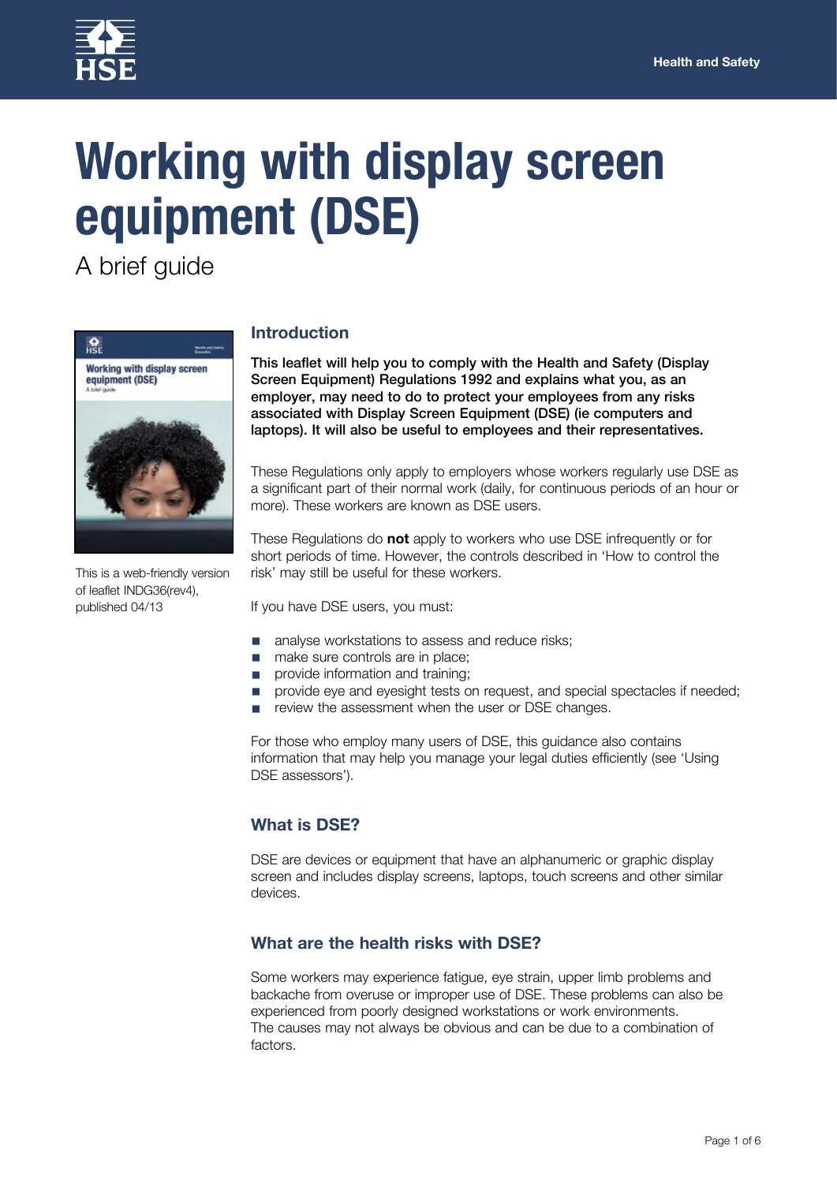# Working with display screen equipment (DSE)

A brief guide

This is a web-friendly version of leaflet INDG36(rev4), published 04/13

## Introduction

**This leaflet will help you to comply with the Health and Safety (Display Screen Equipment) Regulations 1992 and explains what you, as an employer, may need to do to protect your employees from any risks associated with Display Screen Equipment (DSE) (ie computers and laptops). It will also be useful to employees and their representatives.**

These Regulations only apply to employers whose workers regularly use DSE as a significant part of their normal work (daily, for continuous periods of an hour or more). These workers are known as DSE users.

These Regulations do **not** apply to workers who use DSE infrequently or for short periods of time. However, the controls described in 'How to control the risk' may still be useful for these workers.

If you have DSE users, you must:

- analyse workstations to assess and reduce risks;
- make sure controls are in place;
- provide information and training;
- provide eye and eyesight tests on request, and special spectacles if needed;
- review the assessment when the user or DSE changes.

For those who employ many users of DSE, this guidance also contains information that may help you manage your legal duties efficiently (see 'Using DSE assessors').

## What is DSE?

DSE are devices or equipment that have an alphanumeric or graphic display screen and includes display screens, laptops, touch screens and other similar devices.

## What are the health risks with DSE?

Some workers may experience fatigue, eye strain, upper limb problems and backache from overuse or improper use of DSE. These problems can also be experienced from poorly designed workstations or work environments. The causes may not always be obvious and can be due to a combination of factors.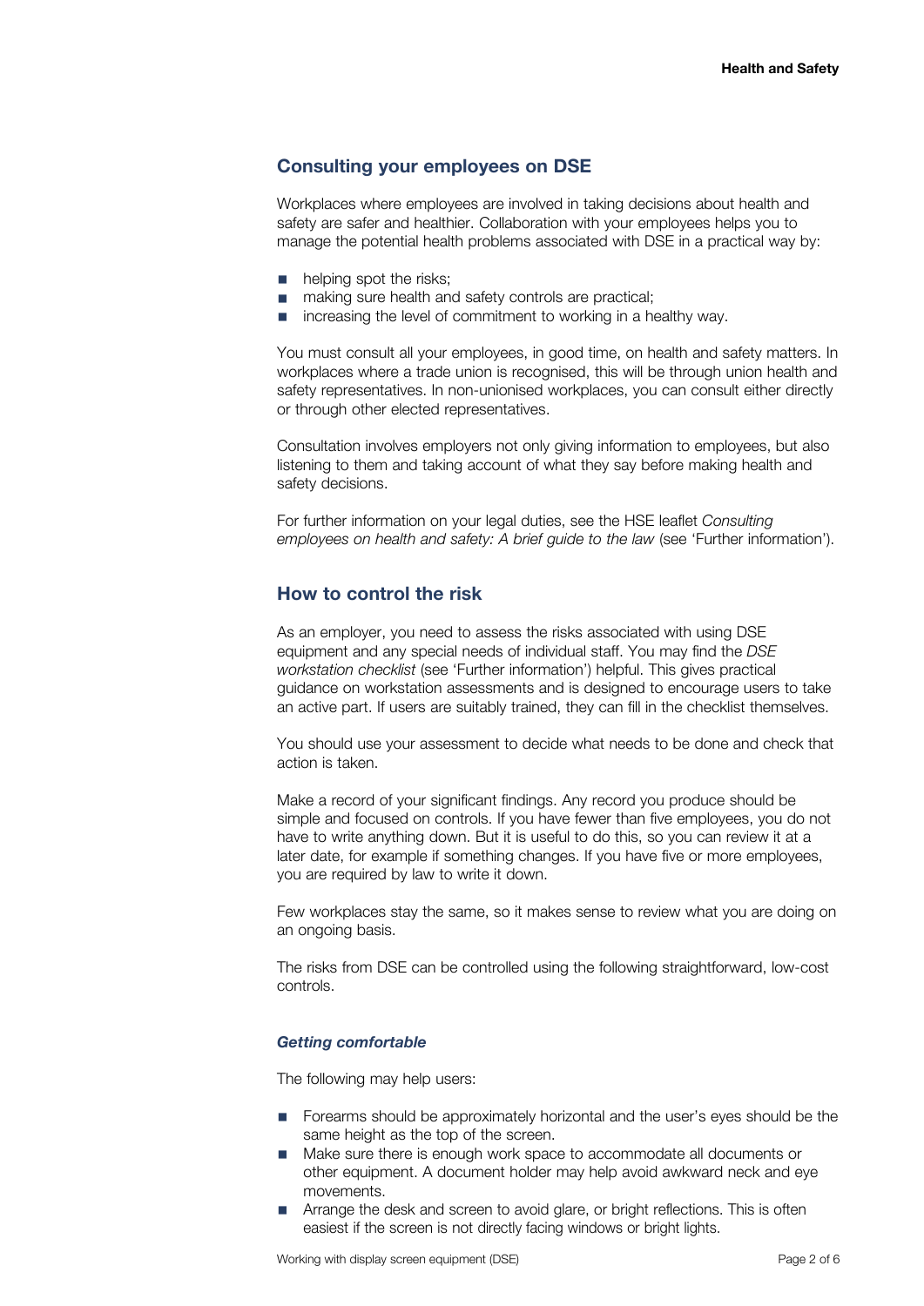## Consulting your employees on DSE

Workplaces where employees are involved in taking decisions about health and safety are safer and healthier. Collaboration with your employees helps you to manage the potential health problems associated with DSE in a practical way by:

- helping spot the risks;
- making sure health and safety controls are practical;
- increasing the level of commitment to working in a healthy way.

You must consult all your employees, in good time, on health and safety matters. In workplaces where a trade union is recognised, this will be through union health and safety representatives. In non-unionised workplaces, you can consult either directly or through other elected representatives.

Consultation involves employers not only giving information to employees, but also listening to them and taking account of what they say before making health and safety decisions.

For further information on your legal duties, see the HSE leaflet *Consulting employees on health and safety: A brief guide to the law* (see 'Further information').

## How to control the risk

As an employer, you need to assess the risks associated with using DSE equipment and any special needs of individual staff. You may find the *DSE workstation checklist* (see 'Further information') helpful. This gives practical guidance on workstation assessments and is designed to encourage users to take an active part. If users are suitably trained, they can fill in the checklist themselves.

You should use your assessment to decide what needs to be done and check that action is taken.

Make a record of your significant findings. Any record you produce should be simple and focused on controls. If you have fewer than five employees, you do not have to write anything down. But it is useful to do this, so you can review it at a later date, for example if something changes. If you have five or more employees, you are required by law to write it down.

Few workplaces stay the same, so it makes sense to review what you are doing on an ongoing basis.

The risks from DSE can be controlled using the following straightforward, low-cost controls.

### *Getting comfortable*

The following may help users:

- Forearms should be approximately horizontal and the user's eyes should be the same height as the top of the screen.
- Make sure there is enough work space to accommodate all documents or other equipment. A document holder may help avoid awkward neck and eye movements.
- Arrange the desk and screen to avoid glare, or bright reflections. This is often easiest if the screen is not directly facing windows or bright lights.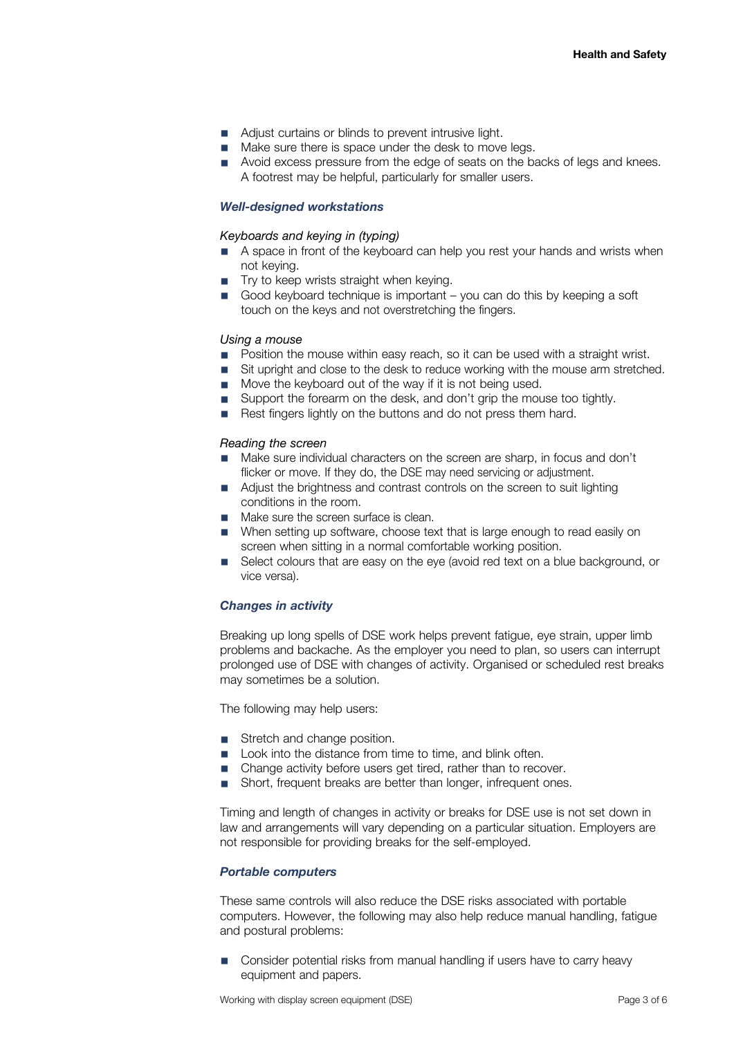- Adjust curtains or blinds to prevent intrusive light.
- Make sure there is space under the desk to move legs.
- Avoid excess pressure from the edge of seats on the backs of legs and knees. A footrest may be helpful, particularly for smaller users.

### *Well-designed workstations*

*Keyboards and keying in (typing)*

- A space in front of the keyboard can help you rest your hands and wrists when not keying.
- Try to keep wrists straight when keying.
- Good keyboard technique is important – you can do this by keeping a soft touch on the keys and not overstretching the fingers.

*Using a mouse*

- Position the mouse within easy reach, so it can be used with a straight wrist.
- Sit upright and close to the desk to reduce working with the mouse arm stretched.
- Move the keyboard out of the way if it is not being used.
- Support the forearm on the desk, and don't grip the mouse too tightly.
- Rest fingers lightly on the buttons and do not press them hard.

*Reading the screen*

- Make sure individual characters on the screen are sharp, in focus and don't flicker or move. If they do, the DSE may need servicing or adjustment.
- Adjust the brightness and contrast controls on the screen to suit lighting conditions in the room.
- Make sure the screen surface is clean.
- When setting up software, choose text that is large enough to read easily on screen when sitting in a normal comfortable working position.
- Select colours that are easy on the eye (avoid red text on a blue background, or vice versa).

### *Changes in activity*

Breaking up long spells of DSE work helps prevent fatigue, eye strain, upper limb problems and backache. As the employer you need to plan, so users can interrupt prolonged use of DSE with changes of activity. Organised or scheduled rest breaks may sometimes be a solution.

The following may help users:

- Stretch and change position.
- Look into the distance from time to time, and blink often.
- Change activity before users get tired, rather than to recover.
- Short, frequent breaks are better than longer, infrequent ones.

Timing and length of changes in activity or breaks for DSE use is not set down in law and arrangements will vary depending on a particular situation. Employers are not responsible for providing breaks for the self-employed.

### *Portable computers*

These same controls will also reduce the DSE risks associated with portable computers. However, the following may also help reduce manual handling, fatigue and postural problems:

- Consider potential risks from manual handling if users have to carry heavy equipment and papers.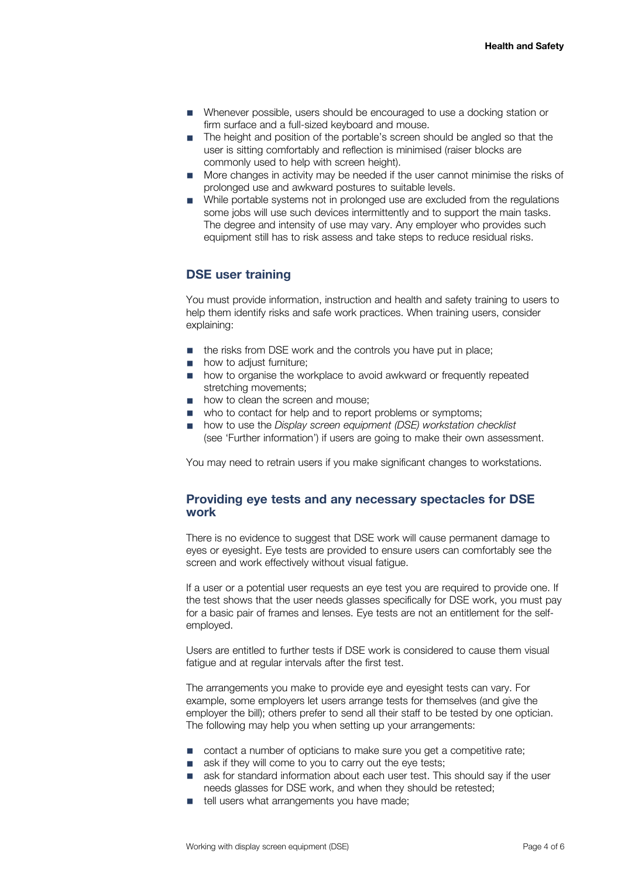- Whenever possible, users should be encouraged to use a docking station or firm surface and a full-sized keyboard and mouse.
- The height and position of the portable's screen should be angled so that the user is sitting comfortably and reflection is minimised (raiser blocks are commonly used to help with screen height).
- More changes in activity may be needed if the user cannot minimise the risks of prolonged use and awkward postures to suitable levels.
- While portable systems not in prolonged use are excluded from the regulations some jobs will use such devices intermittently and to support the main tasks. The degree and intensity of use may vary. Any employer who provides such equipment still has to risk assess and take steps to reduce residual risks.

## DSE user training

You must provide information, instruction and health and safety training to users to help them identify risks and safe work practices. When training users, consider explaining:

- the risks from DSE work and the controls you have put in place;
- how to adjust furniture;
- how to organise the workplace to avoid awkward or frequently repeated stretching movements;
- how to clean the screen and mouse;
- who to contact for help and to report problems or symptoms;
- how to use the *Display screen equipment (DSE) workstation checklist* (see 'Further information') if users are going to make their own assessment.

You may need to retrain users if you make significant changes to workstations.

## Providing eye tests and any necessary spectacles for DSE work

There is no evidence to suggest that DSE work will cause permanent damage to eyes or eyesight. Eye tests are provided to ensure users can comfortably see the screen and work effectively without visual fatigue.

If a user or a potential user requests an eye test you are required to provide one. If the test shows that the user needs glasses specifically for DSE work, you must pay for a basic pair of frames and lenses. Eye tests are not an entitlement for the self-employed.

Users are entitled to further tests if DSE work is considered to cause them visual fatigue and at regular intervals after the first test.

The arrangements you make to provide eye and eyesight tests can vary. For example, some employers let users arrange tests for themselves (and give the employer the bill); others prefer to send all their staff to be tested by one optician. The following may help you when setting up your arrangements:

- contact a number of opticians to make sure you get a competitive rate;
- ask if they will come to you to carry out the eye tests;
- ask for standard information about each user test. This should say if the user needs glasses for DSE work, and when they should be retested;
- tell users what arrangements you have made;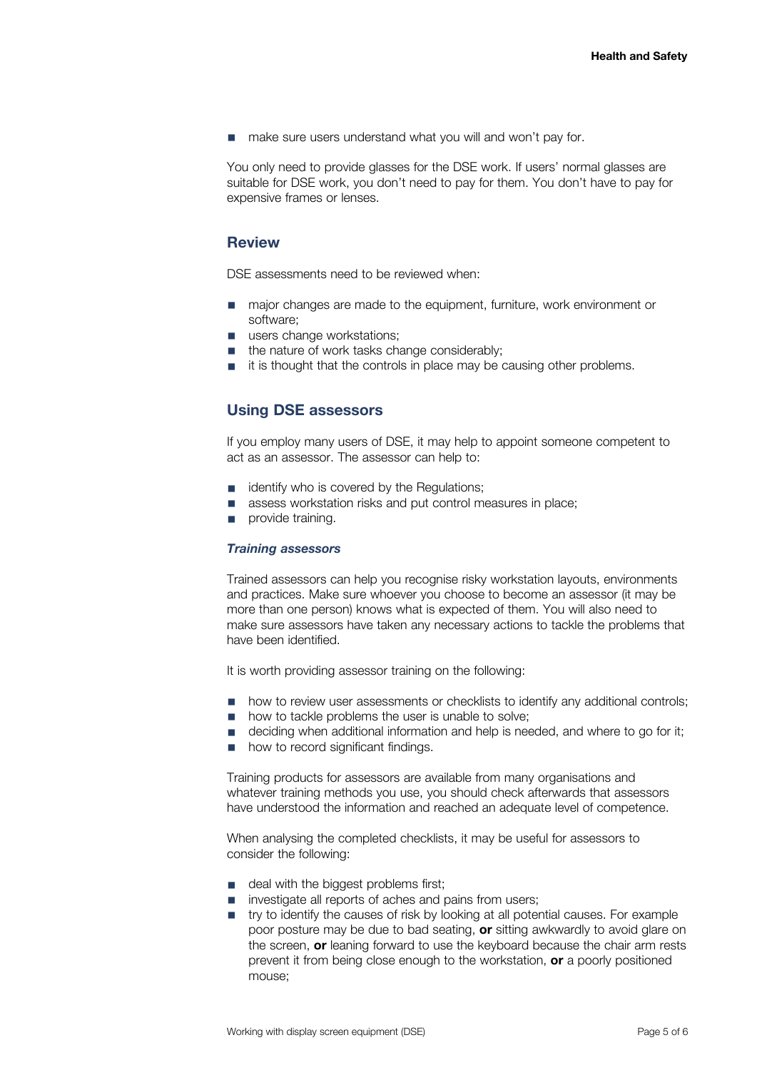- make sure users understand what you will and won't pay for.

You only need to provide glasses for the DSE work. If users' normal glasses are suitable for DSE work, you don't need to pay for them. You don't have to pay for expensive frames or lenses.

## Review

DSE assessments need to be reviewed when:

- major changes are made to the equipment, furniture, work environment or software;
- users change workstations;
- the nature of work tasks change considerably;
- it is thought that the controls in place may be causing other problems.

## Using DSE assessors

If you employ many users of DSE, it may help to appoint someone competent to act as an assessor. The assessor can help to:

- identify who is covered by the Regulations;
- assess workstation risks and put control measures in place;
- provide training.

### *Training assessors*

Trained assessors can help you recognise risky workstation layouts, environments and practices. Make sure whoever you choose to become an assessor (it may be more than one person) knows what is expected of them. You will also need to make sure assessors have taken any necessary actions to tackle the problems that have been identified.

It is worth providing assessor training on the following:

- how to review user assessments or checklists to identify any additional controls;
- how to tackle problems the user is unable to solve;
- deciding when additional information and help is needed, and where to go for it;
- how to record significant findings.

Training products for assessors are available from many organisations and whatever training methods you use, you should check afterwards that assessors have understood the information and reached an adequate level of competence.

When analysing the completed checklists, it may be useful for assessors to consider the following:

- deal with the biggest problems first;
- investigate all reports of aches and pains from users;
- try to identify the causes of risk by looking at all potential causes. For example poor posture may be due to bad seating, **or** sitting awkwardly to avoid glare on the screen, **or** leaning forward to use the keyboard because the chair arm rests prevent it from being close enough to the workstation, **or** a poorly positioned mouse;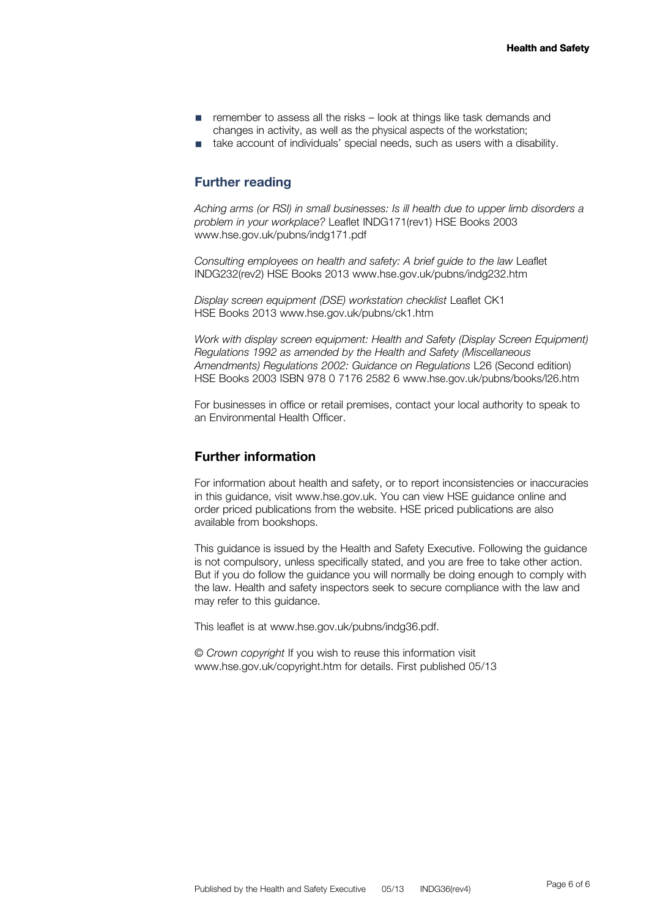- remember to assess all the risks – look at things like task demands and changes in activity, as well as the physical aspects of the workstation;
- take account of individuals' special needs, such as users with a disability.

## Further reading

*Aching arms (or RSI) in small businesses: Is ill health due to upper limb disorders a problem in your workplace?* Leaflet INDG171(rev1) HSE Books 2003 www.hse.gov.uk/pubns/indg171.pdf

*Consulting employees on health and safety: A brief guide to the law* Leaflet INDG232(rev2) HSE Books 2013 www.hse.gov.uk/pubns/indg232.htm

*Display screen equipment (DSE) workstation checklist* Leaflet CK1 HSE Books 2013 www.hse.gov.uk/pubns/ck1.htm

*Work with display screen equipment: Health and Safety (Display Screen Equipment) Regulations 1992 as amended by the Health and Safety (Miscellaneous Amendments) Regulations 2002: Guidance on Regulations* L26 (Second edition) HSE Books 2003 ISBN 978 0 7176 2582 6 www.hse.gov.uk/pubns/books/l26.htm

For businesses in office or retail premises, contact your local authority to speak to an Environmental Health Officer.

## Further information

For information about health and safety, or to report inconsistencies or inaccuracies in this guidance, visit www.hse.gov.uk. You can view HSE guidance online and order priced publications from the website. HSE priced publications are also available from bookshops.

This guidance is issued by the Health and Safety Executive. Following the guidance is not compulsory, unless specifically stated, and you are free to take other action. But if you do follow the guidance you will normally be doing enough to comply with the law. Health and safety inspectors seek to secure compliance with the law and may refer to this guidance.

This leaflet is at www.hse.gov.uk/pubns/indg36.pdf.

© *Crown copyright* If you wish to reuse this information visit www.hse.gov.uk/copyright.htm for details. First published 05/13

Published by the Health and Safety Executive 05/13 INDG36(rev4)